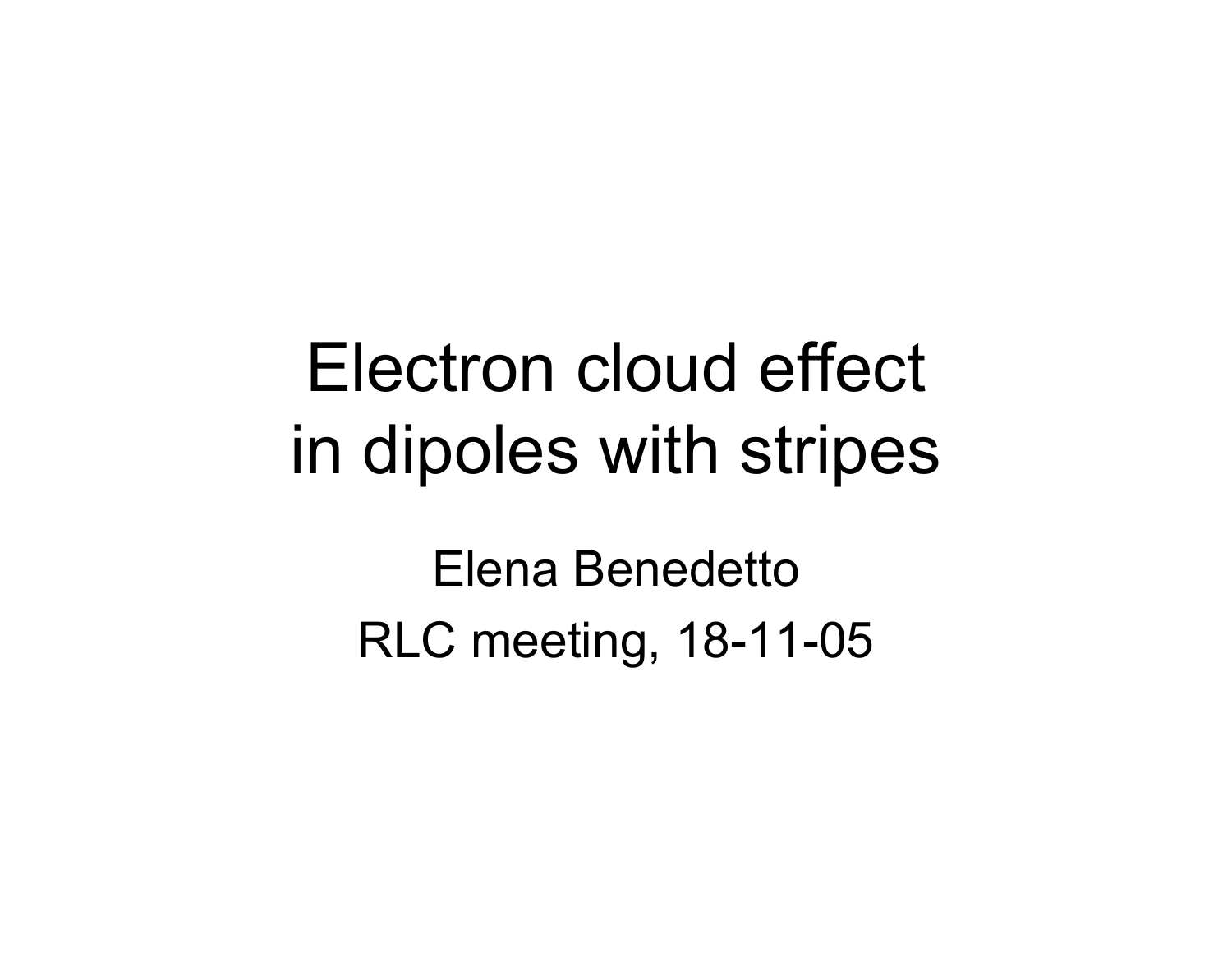# Electron cloud effect in dipoles with stripes

Elena Benedetto

RLC meeting, 18-11-05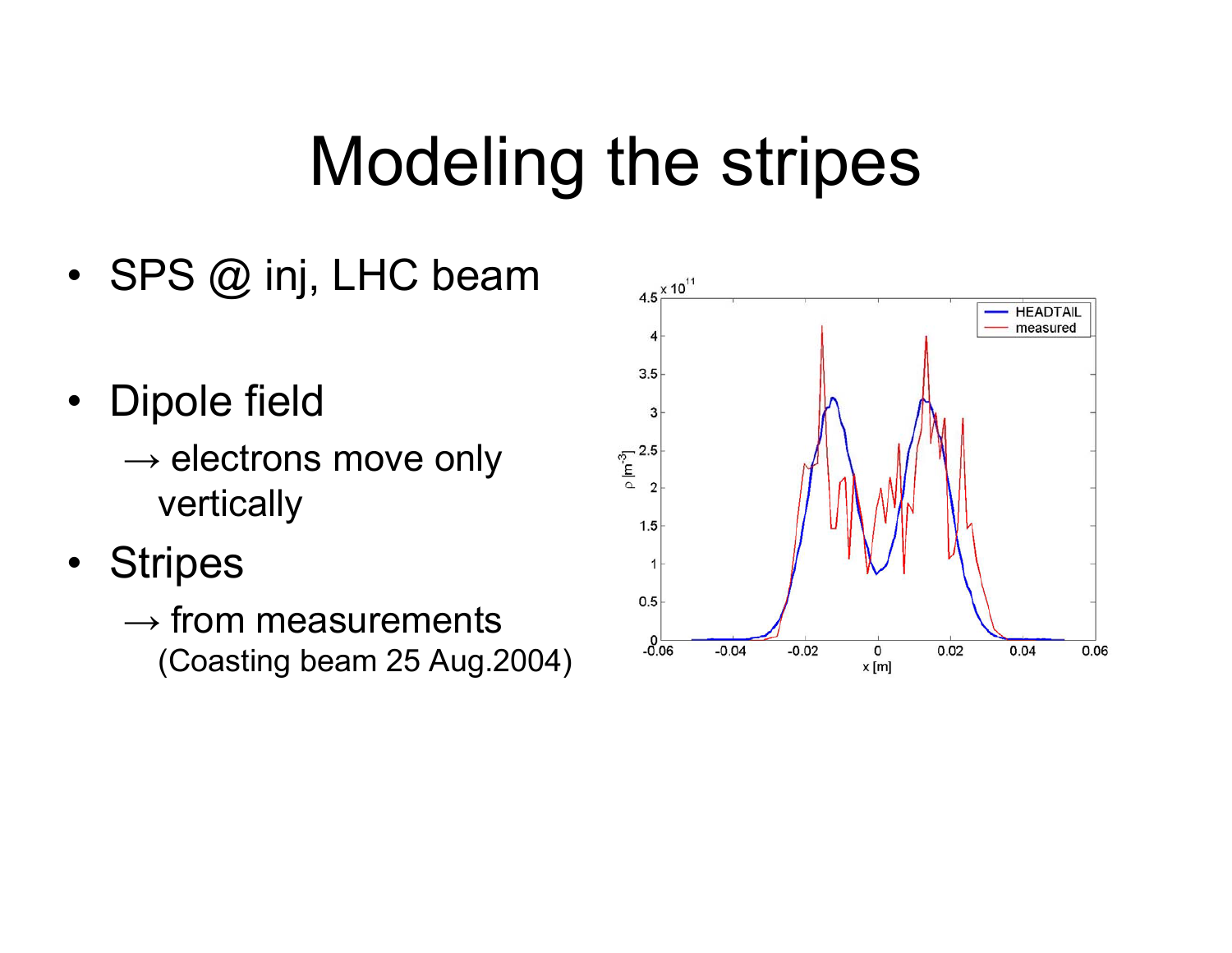# Modeling the stripes

- SPS @ inj, LHC beam
- Dipole field
  → electrons move only vertically
- Stripes
  → from measurements
  (Coasting beam 25 Aug.2004)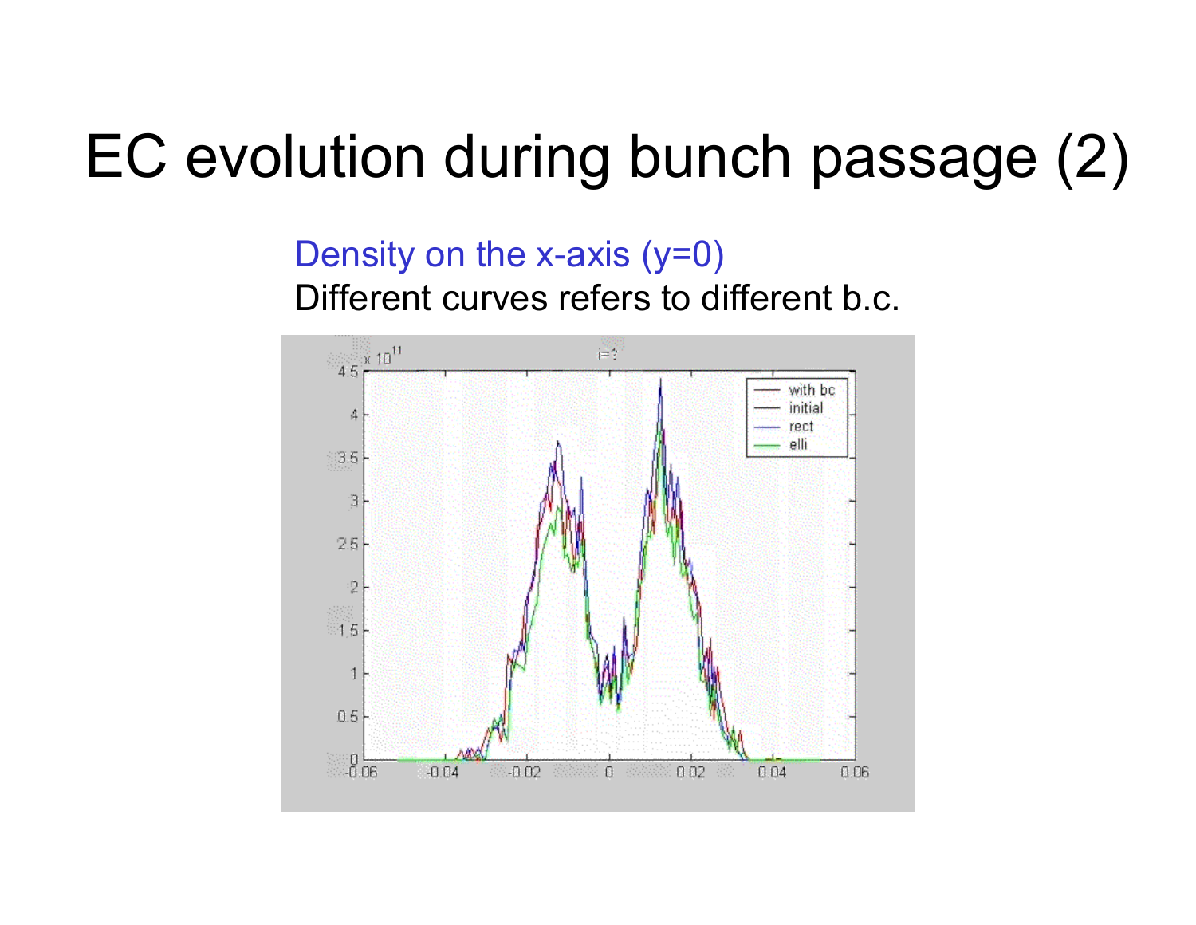# EC evolution during bunch passage (2)

Density on the x-axis (y=0)

Different curves refers to different b.c.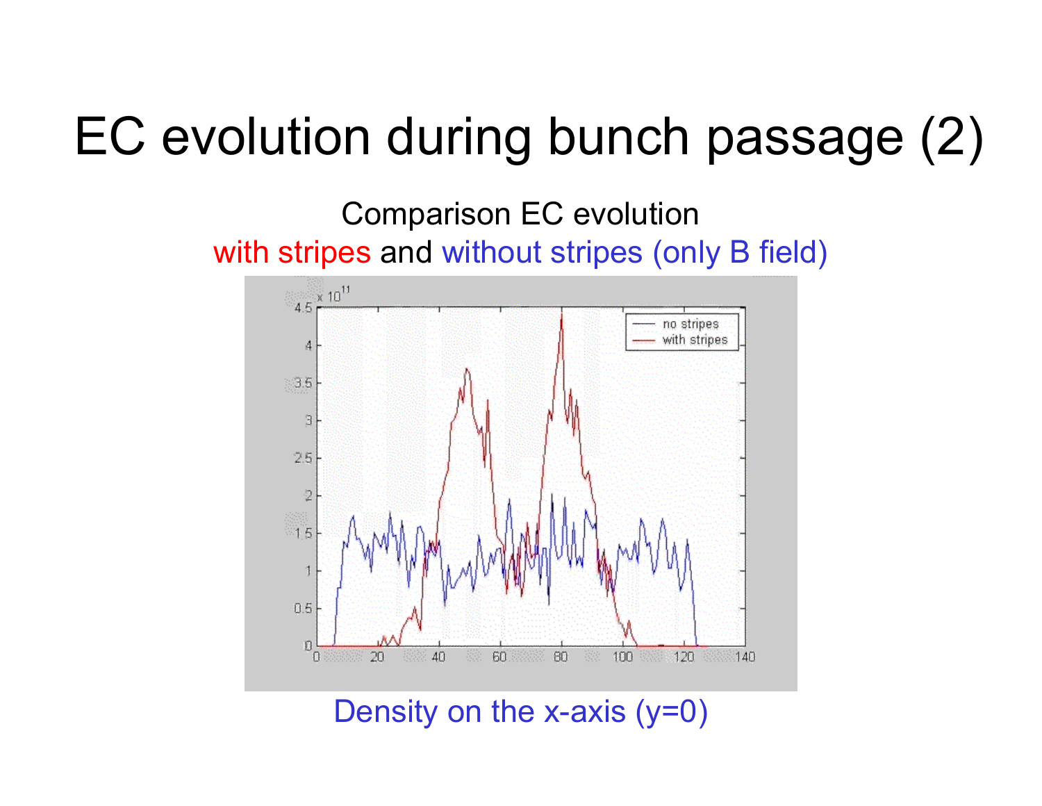# EC evolution during bunch passage (2)

Comparison EC evolution

with stripes and without stripes (only B field)

Density on the x-axis (y=0)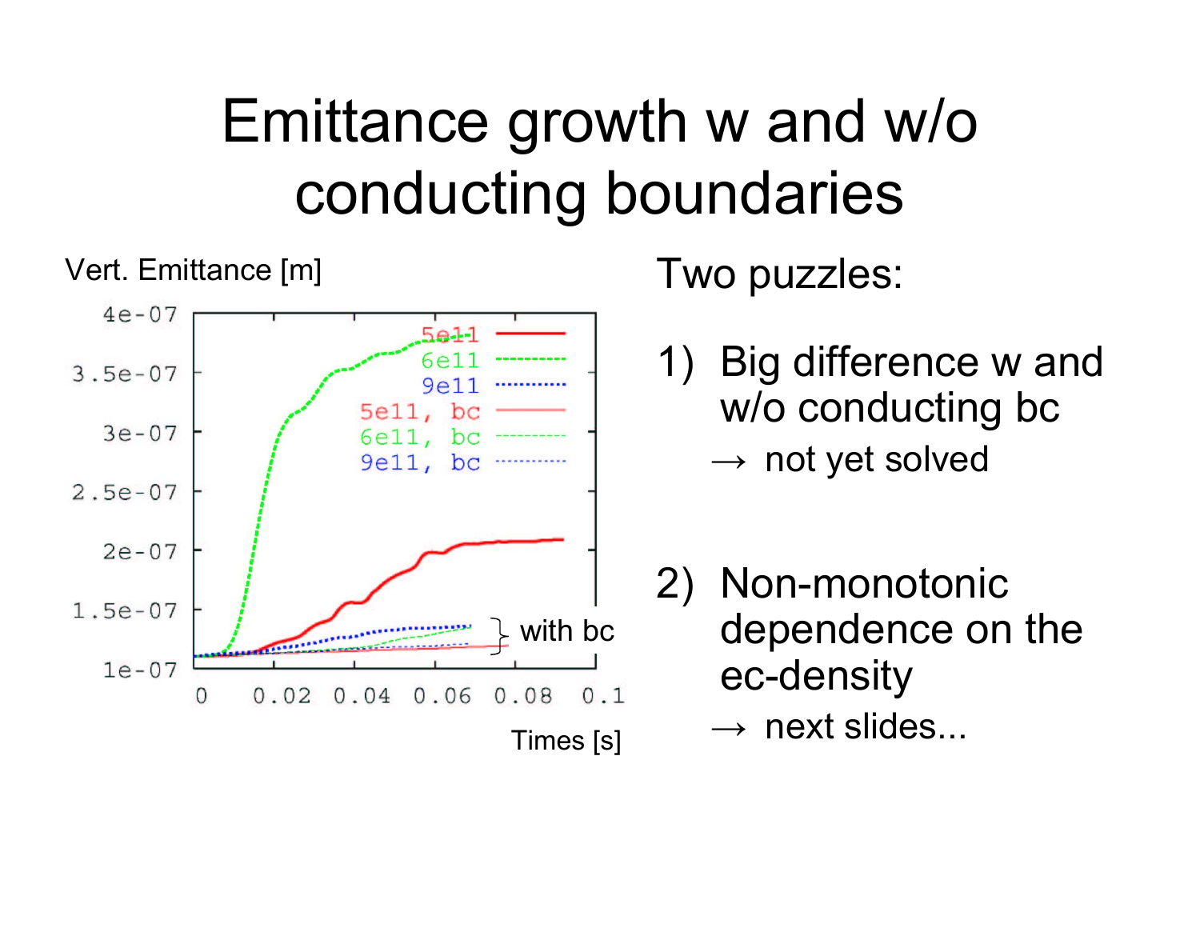# Emittance growth w and w/o conducting boundaries

Vert. Emittance [m]

Times [s]

5e11
6e11
9e11
5e11, bc
6e11, bc
9e11, bc

with bc

Two puzzles:

1) Big difference w and w/o conducting bc
   → not yet solved

2) Non-monotonic dependence on the ec-density
   → next slides...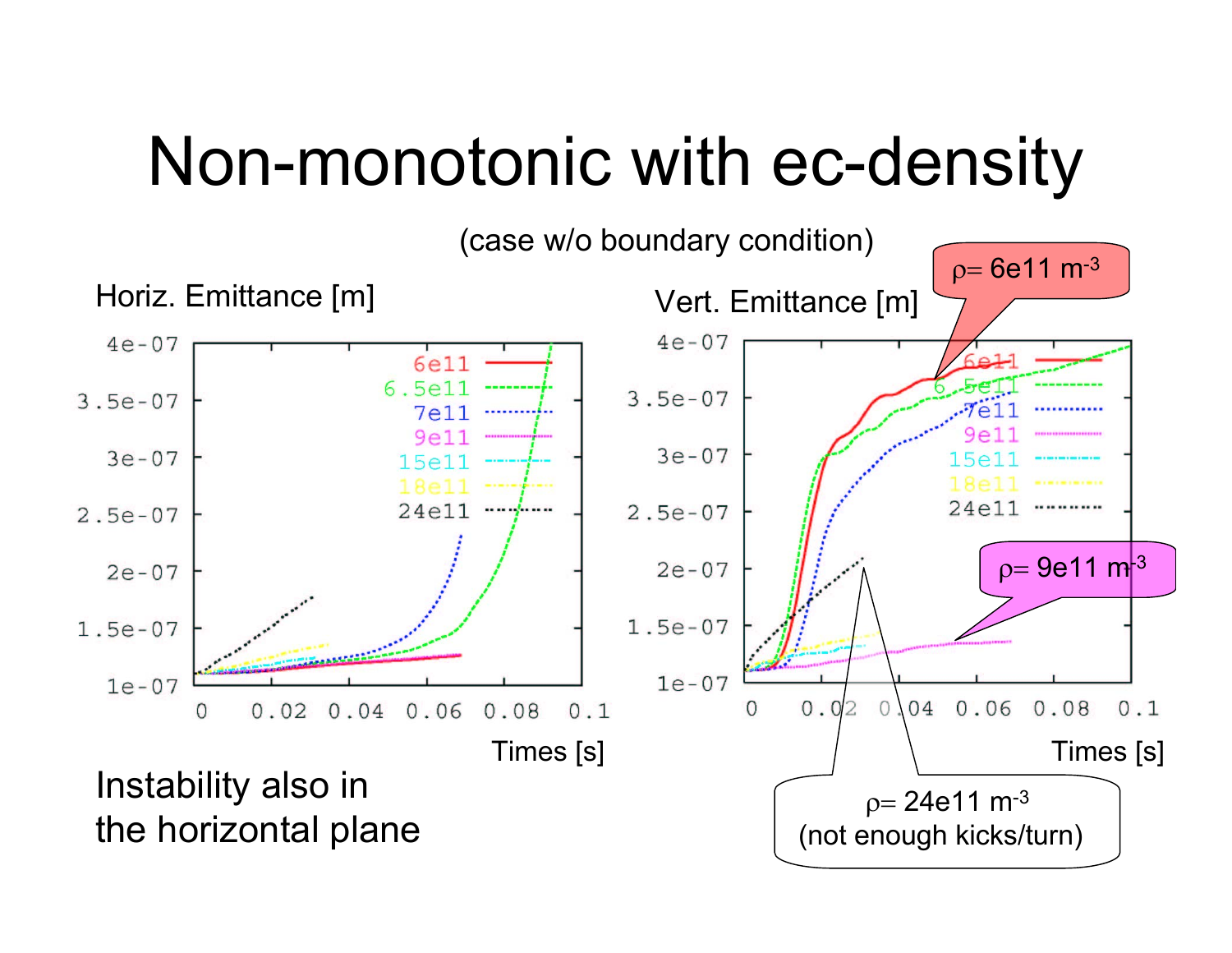# Non-monotonic with ec-density

(case w/o boundary condition)

Horiz. Emittance [m]

Vert. Emittance [m]

$\rho$= 6e11 $m^{-3}$

$\rho$= 9e11 $m^{-3}$

$\rho$= 24e11 $m^{-3}$
(not enough kicks/turn)

Times [s]

Instability also in the horizontal plane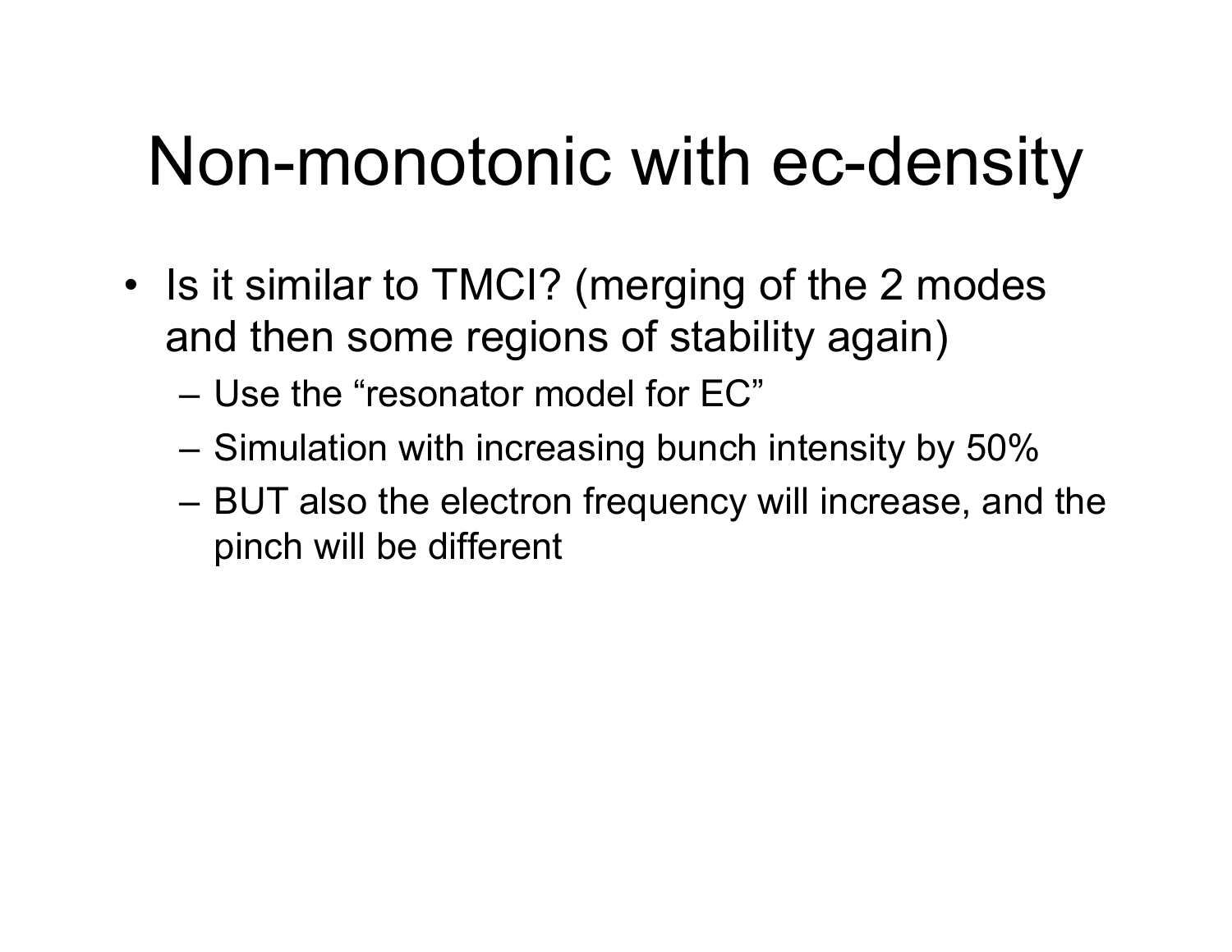# Non-monotonic with ec-density

- Is it similar to TMCI? (merging of the 2 modes and then some regions of stability again)
  - Use the “resonator model for EC”
  - Simulation with increasing bunch intensity by 50%
  - BUT also the electron frequency will increase, and the pinch will be different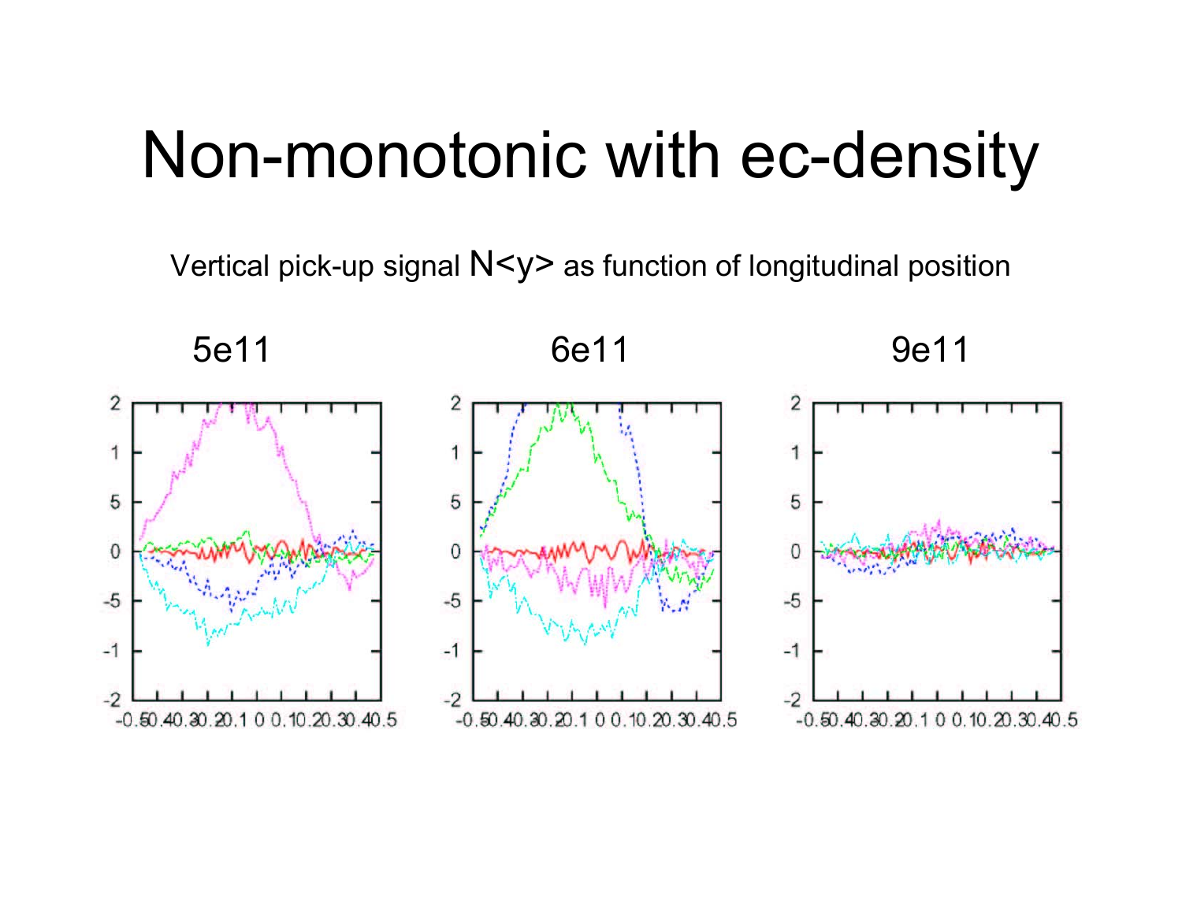# Non-monotonic with ec-density

Vertical pick-up signal $N\langle y \rangle$ as function of longitudinal position

5e11

6e11

9e11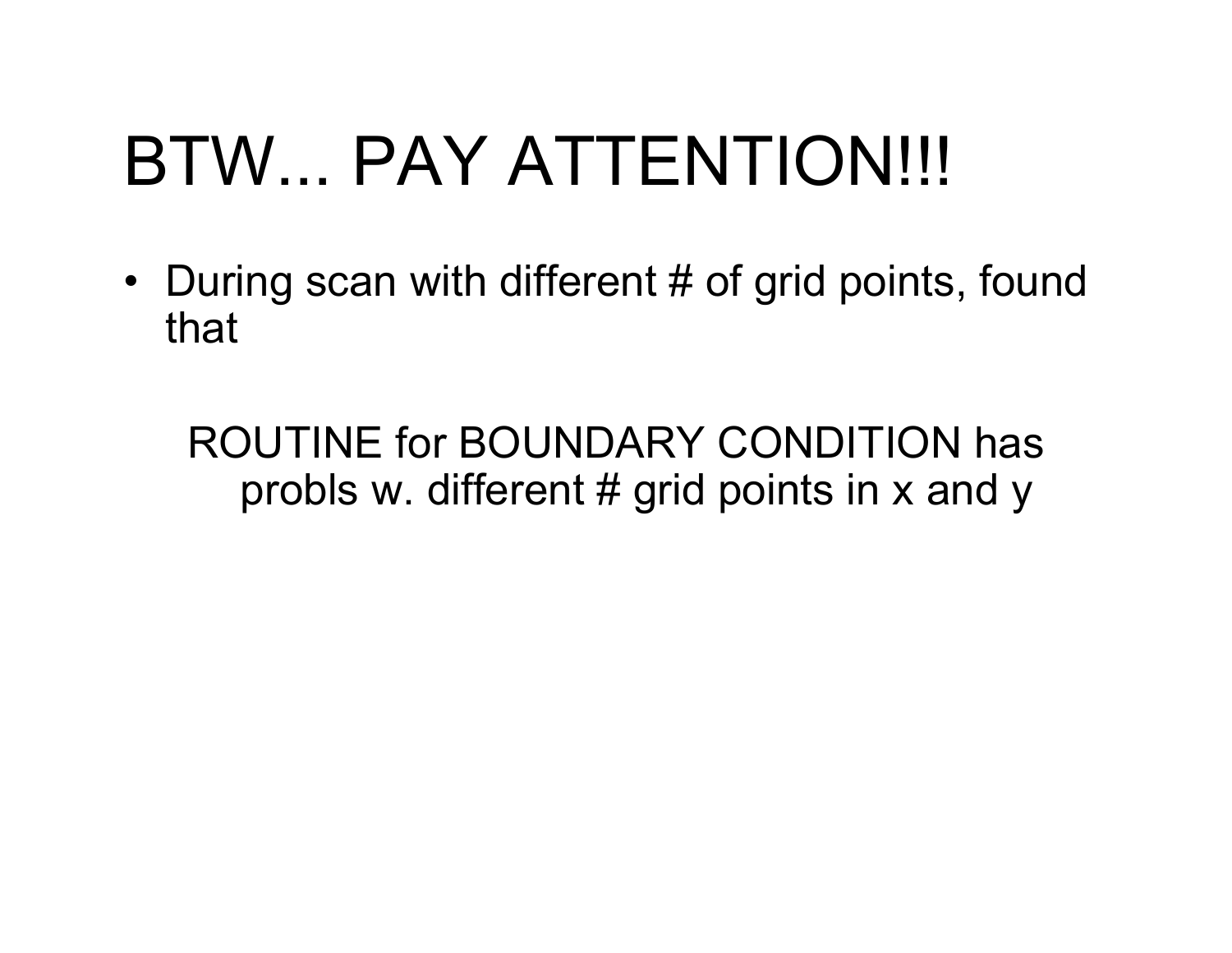# BTW... PAY ATTENTION!!!

- During scan with different # of grid points, found that

  ROUTINE for BOUNDARY CONDITION has probls w. different # grid points in x and y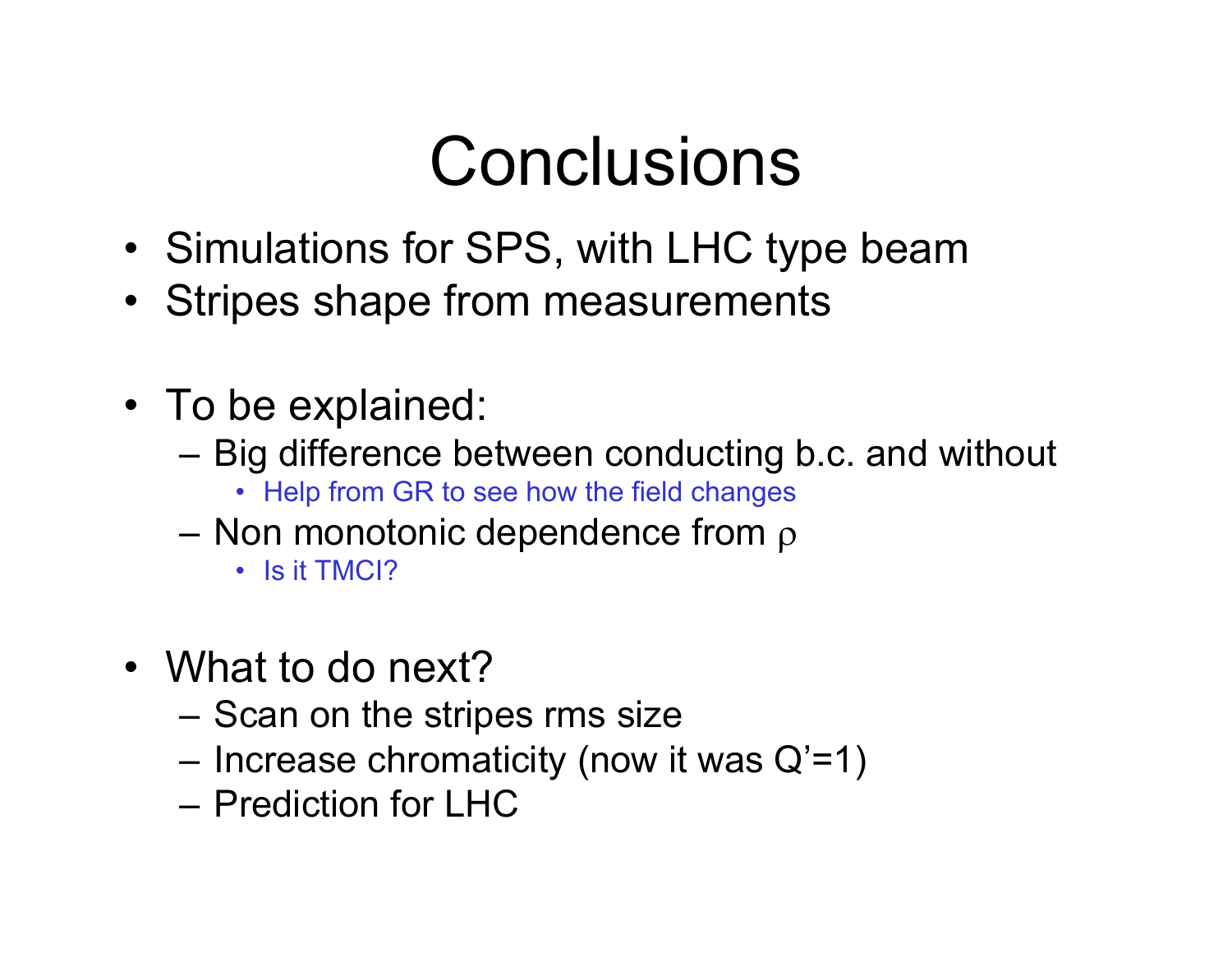# Conclusions

- Simulations for SPS, with LHC type beam
- Stripes shape from measurements

- To be explained:
  - Big difference between conducting b.c. and without
    - Help from GR to see how the field changes
  - Non monotonic dependence from $\rho$
    - Is it TMCI?

- What to do next?
  - Scan on the stripes rms size
  - Increase chromaticity (now it was $Q'=1$)
  - Prediction for LHC